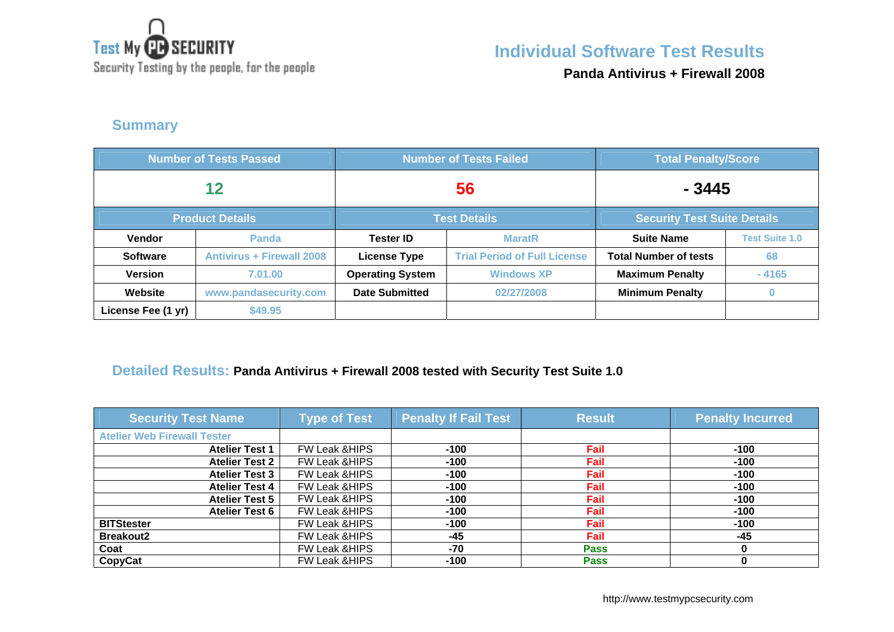Test My PC SECURITY
Security Testing by the people, for the people

# Individual Software Test Results

**Panda Antivirus + Firewall 2008**

## Summary

| Number of Tests Passed | | Number of Tests Failed | | Total Penalty/Score | |
|---|---|---|---|---|---|
| 12 | | 56 | | - 3445 | |
| **Product Details** | | **Test Details** | | **Security Test Suite Details** | |
| **Vendor** | Panda | **Tester ID** | MaratR | **Suite Name** | Test Suite 1.0 |
| **Software** | Antivirus + Firewall 2008 | **License Type** | Trial Period of Full License | **Total Number of tests** | 68 |
| **Version** | 7.01.00 | **Operating System** | Windows XP | **Maximum Penalty** | - 4165 |
| **Website** | www.pandasecurity.com | **Date Submitted** | 02/27/2008 | **Minimum Penalty** | 0 |
| **License Fee (1 yr)** | $49.95 | | | | |

## Detailed Results: **Panda Antivirus + Firewall 2008 tested with Security Test Suite 1.0**

| Security Test Name | Type of Test | Penalty If Fail Test | Result | Penalty Incurred |
|---|---|---|---|---|
| Atelier Web Firewall Tester | | | | |
| **Atelier Test 1** | FW Leak &HIPS | -100 | Fail | -100 |
| **Atelier Test 2** | FW Leak &HIPS | -100 | Fail | -100 |
| **Atelier Test 3** | FW Leak &HIPS | -100 | Fail | -100 |
| **Atelier Test 4** | FW Leak &HIPS | -100 | Fail | -100 |
| **Atelier Test 5** | FW Leak &HIPS | -100 | Fail | -100 |
| **Atelier Test 6** | FW Leak &HIPS | -100 | Fail | -100 |
| **BITStester** | FW Leak &HIPS | -100 | Fail | -100 |
| **Breakout2** | FW Leak &HIPS | -45 | Fail | -45 |
| **Coat** | FW Leak &HIPS | -70 | Pass | 0 |
| **CopyCat** | FW Leak &HIPS | -100 | Pass | 0 |

http://www.testmypcsecurity.com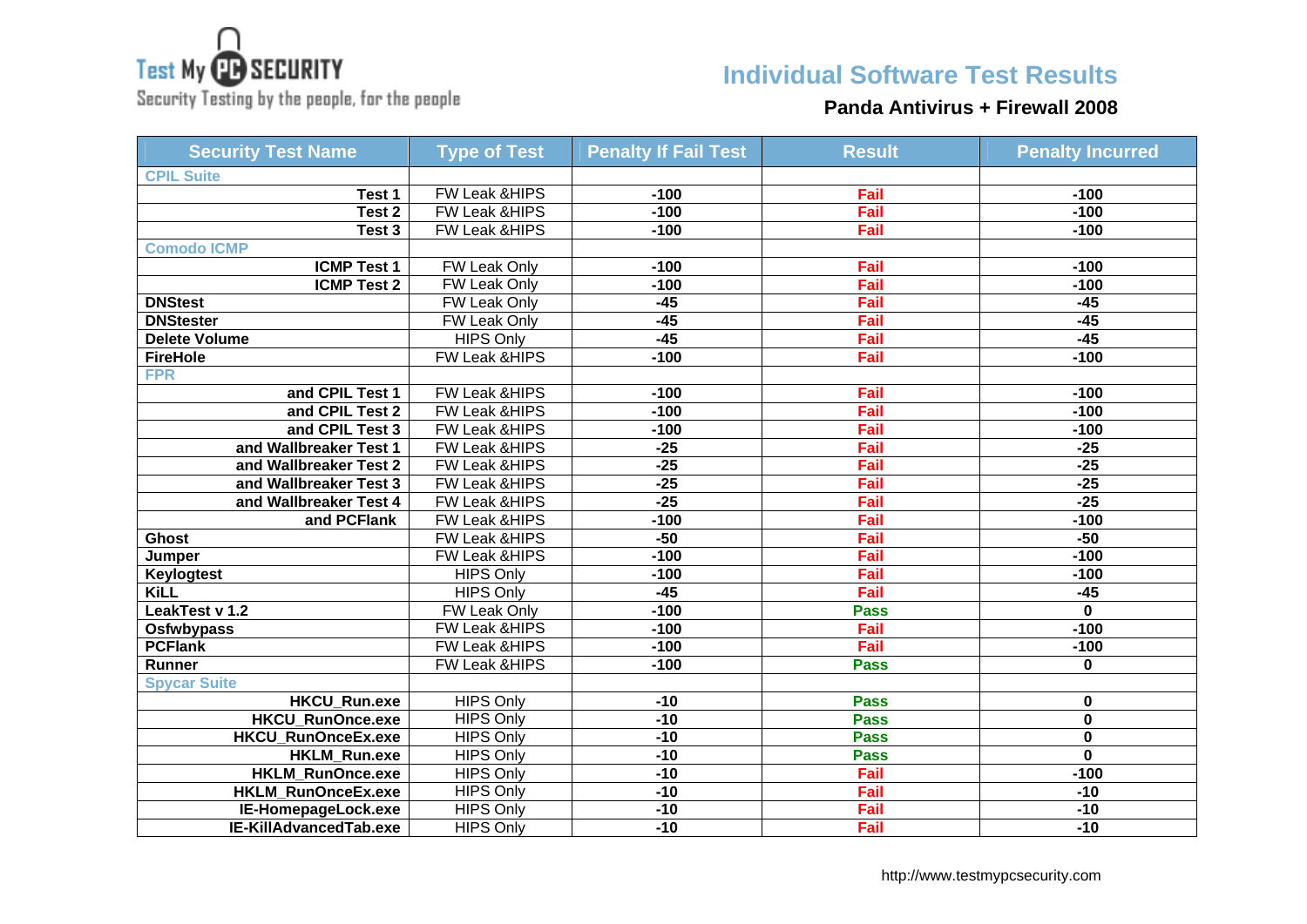Test My PC SECURITY
Security Testing by the people, for the people

# Individual Software Test Results

## Panda Antivirus + Firewall 2008

| Security Test Name | Type of Test | Penalty If Fail Test | Result | Penalty Incurred |
|---|---|---|---|---|
| CPIL Suite | | | | |
| Test 1 | FW Leak &HIPS | -100 | Fail | -100 |
| Test 2 | FW Leak &HIPS | -100 | Fail | -100 |
| Test 3 | FW Leak &HIPS | -100 | Fail | -100 |
| Comodo ICMP | | | | |
| ICMP Test 1 | FW Leak Only | -100 | Fail | -100 |
| ICMP Test 2 | FW Leak Only | -100 | Fail | -100 |
| DNStest | FW Leak Only | -45 | Fail | -45 |
| DNStester | FW Leak Only | -45 | Fail | -45 |
| Delete Volume | HIPS Only | -45 | Fail | -45 |
| FireHole | FW Leak &HIPS | -100 | Fail | -100 |
| FPR | | | | |
| and CPIL Test 1 | FW Leak &HIPS | -100 | Fail | -100 |
| and CPIL Test 2 | FW Leak &HIPS | -100 | Fail | -100 |
| and CPIL Test 3 | FW Leak &HIPS | -100 | Fail | -100 |
| and Wallbreaker Test 1 | FW Leak &HIPS | -25 | Fail | -25 |
| and Wallbreaker Test 2 | FW Leak &HIPS | -25 | Fail | -25 |
| and Wallbreaker Test 3 | FW Leak &HIPS | -25 | Fail | -25 |
| and Wallbreaker Test 4 | FW Leak &HIPS | -25 | Fail | -25 |
| and PCFlank | FW Leak &HIPS | -100 | Fail | -100 |
| Ghost | FW Leak &HIPS | -50 | Fail | -50 |
| Jumper | FW Leak &HIPS | -100 | Fail | -100 |
| Keylogtest | HIPS Only | -100 | Fail | -100 |
| KiLL | HIPS Only | -45 | Fail | -45 |
| LeakTest v 1.2 | FW Leak Only | -100 | Pass | 0 |
| Osfwbypass | FW Leak &HIPS | -100 | Fail | -100 |
| PCFlank | FW Leak &HIPS | -100 | Fail | -100 |
| Runner | FW Leak &HIPS | -100 | Pass | 0 |
| Spycar Suite | | | | |
| HKCU_Run.exe | HIPS Only | -10 | Pass | 0 |
| HKCU_RunOnce.exe | HIPS Only | -10 | Pass | 0 |
| HKCU_RunOnceEx.exe | HIPS Only | -10 | Pass | 0 |
| HKLM_Run.exe | HIPS Only | -10 | Pass | 0 |
| HKLM_RunOnce.exe | HIPS Only | -10 | Fail | -100 |
| HKLM_RunOnceEx.exe | HIPS Only | -10 | Fail | -10 |
| IE-HomepageLock.exe | HIPS Only | -10 | Fail | -10 |
| IE-KillAdvancedTab.exe | HIPS Only | -10 | Fail | -10 |

http://www.testmypcsecurity.com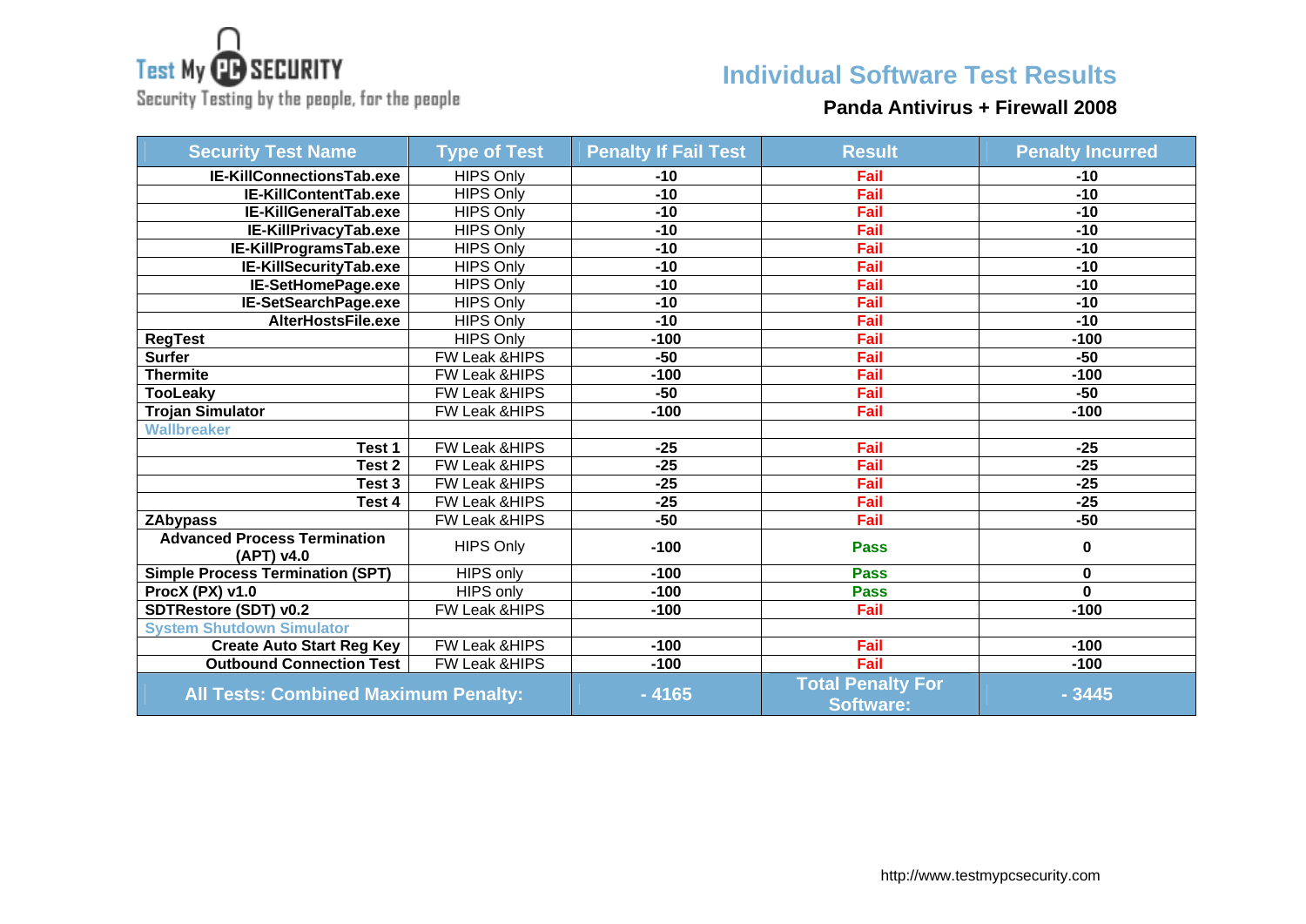Test My PC SECURITY
Security Testing by the people, for the people

# Individual Software Test Results

## Panda Antivirus + Firewall 2008

| Security Test Name | Type of Test | Penalty If Fail Test | Result | Penalty Incurred |
|---|---|---|---|---|
| IE-KillConnectionsTab.exe | HIPS Only | -10 | Fail | -10 |
| IE-KillContentTab.exe | HIPS Only | -10 | Fail | -10 |
| IE-KillGeneralTab.exe | HIPS Only | -10 | Fail | -10 |
| IE-KillPrivacyTab.exe | HIPS Only | -10 | Fail | -10 |
| IE-KillProgramsTab.exe | HIPS Only | -10 | Fail | -10 |
| IE-KillSecurityTab.exe | HIPS Only | -10 | Fail | -10 |
| IE-SetHomePage.exe | HIPS Only | -10 | Fail | -10 |
| IE-SetSearchPage.exe | HIPS Only | -10 | Fail | -10 |
| AlterHostsFile.exe | HIPS Only | -10 | Fail | -10 |
| RegTest | HIPS Only | -100 | Fail | -100 |
| Surfer | FW Leak &HIPS | -50 | Fail | -50 |
| Thermite | FW Leak &HIPS | -100 | Fail | -100 |
| TooLeaky | FW Leak &HIPS | -50 | Fail | -50 |
| Trojan Simulator | FW Leak &HIPS | -100 | Fail | -100 |
| Wallbreaker | | | | |
| Test 1 | FW Leak &HIPS | -25 | Fail | -25 |
| Test 2 | FW Leak &HIPS | -25 | Fail | -25 |
| Test 3 | FW Leak &HIPS | -25 | Fail | -25 |
| Test 4 | FW Leak &HIPS | -25 | Fail | -25 |
| ZAbypass | FW Leak &HIPS | -50 | Fail | -50 |
| Advanced Process Termination (APT) v4.0 | HIPS Only | -100 | Pass | 0 |
| Simple Process Termination (SPT) | HIPS only | -100 | Pass | 0 |
| ProcX (PX) v1.0 | HIPS only | -100 | Pass | 0 |
| SDTRestore (SDT) v0.2 | FW Leak &HIPS | -100 | Fail | -100 |
| System Shutdown Simulator | | | | |
| Create Auto Start Reg Key | FW Leak &HIPS | -100 | Fail | -100 |
| Outbound Connection Test | FW Leak &HIPS | -100 | Fail | -100 |
| **All Tests: Combined Maximum Penalty:** | | **- 4165** | **Total Penalty For Software:** | **- 3445** |

http://www.testmypcsecurity.com